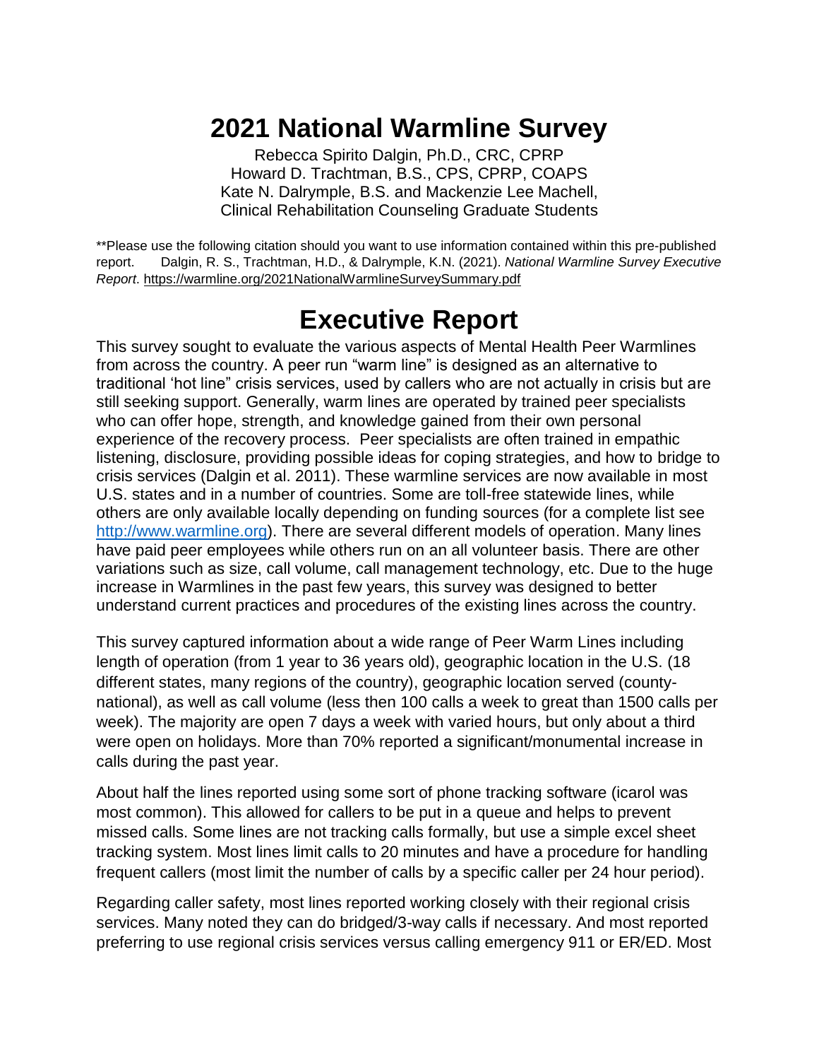# 2021 National Warmline Survey

Rebecca Spirito Dalgin, Ph.D., CRC, CPRP
Howard D. Trachtman, B.S., CPS, CPRP, COAPS
Kate N. Dalrymple, B.S. and Mackenzie Lee Machell,
Clinical Rehabilitation Counseling Graduate Students

**Please use the following citation should you want to use information contained within this pre-published report. Dalgin, R. S., Trachtman, H.D., & Dalrymple, K.N. (2021). *National Warmline Survey Executive Report*. https://warmline.org/2021NationalWarmlineSurveySummary.pdf

# Executive Report

This survey sought to evaluate the various aspects of Mental Health Peer Warmlines from across the country. A peer run "warm line" is designed as an alternative to traditional 'hot line" crisis services, used by callers who are not actually in crisis but are still seeking support. Generally, warm lines are operated by trained peer specialists who can offer hope, strength, and knowledge gained from their own personal experience of the recovery process. Peer specialists are often trained in empathic listening, disclosure, providing possible ideas for coping strategies, and how to bridge to crisis services (Dalgin et al. 2011). These warmline services are now available in most U.S. states and in a number of countries. Some are toll-free statewide lines, while others are only available locally depending on funding sources (for a complete list see [http://www.warmline.org](http://www.warmline.org)). There are several different models of operation. Many lines have paid peer employees while others run on an all volunteer basis. There are other variations such as size, call volume, call management technology, etc. Due to the huge increase in Warmlines in the past few years, this survey was designed to better understand current practices and procedures of the existing lines across the country.

This survey captured information about a wide range of Peer Warm Lines including length of operation (from 1 year to 36 years old), geographic location in the U.S. (18 different states, many regions of the country), geographic location served (county-national), as well as call volume (less then 100 calls a week to great than 1500 calls per week). The majority are open 7 days a week with varied hours, but only about a third were open on holidays. More than 70% reported a significant/monumental increase in calls during the past year.

About half the lines reported using some sort of phone tracking software (icarol was most common). This allowed for callers to be put in a queue and helps to prevent missed calls. Some lines are not tracking calls formally, but use a simple excel sheet tracking system. Most lines limit calls to 20 minutes and have a procedure for handling frequent callers (most limit the number of calls by a specific caller per 24 hour period).

Regarding caller safety, most lines reported working closely with their regional crisis services. Many noted they can do bridged/3-way calls if necessary. And most reported preferring to use regional crisis services versus calling emergency 911 or ER/ED. Most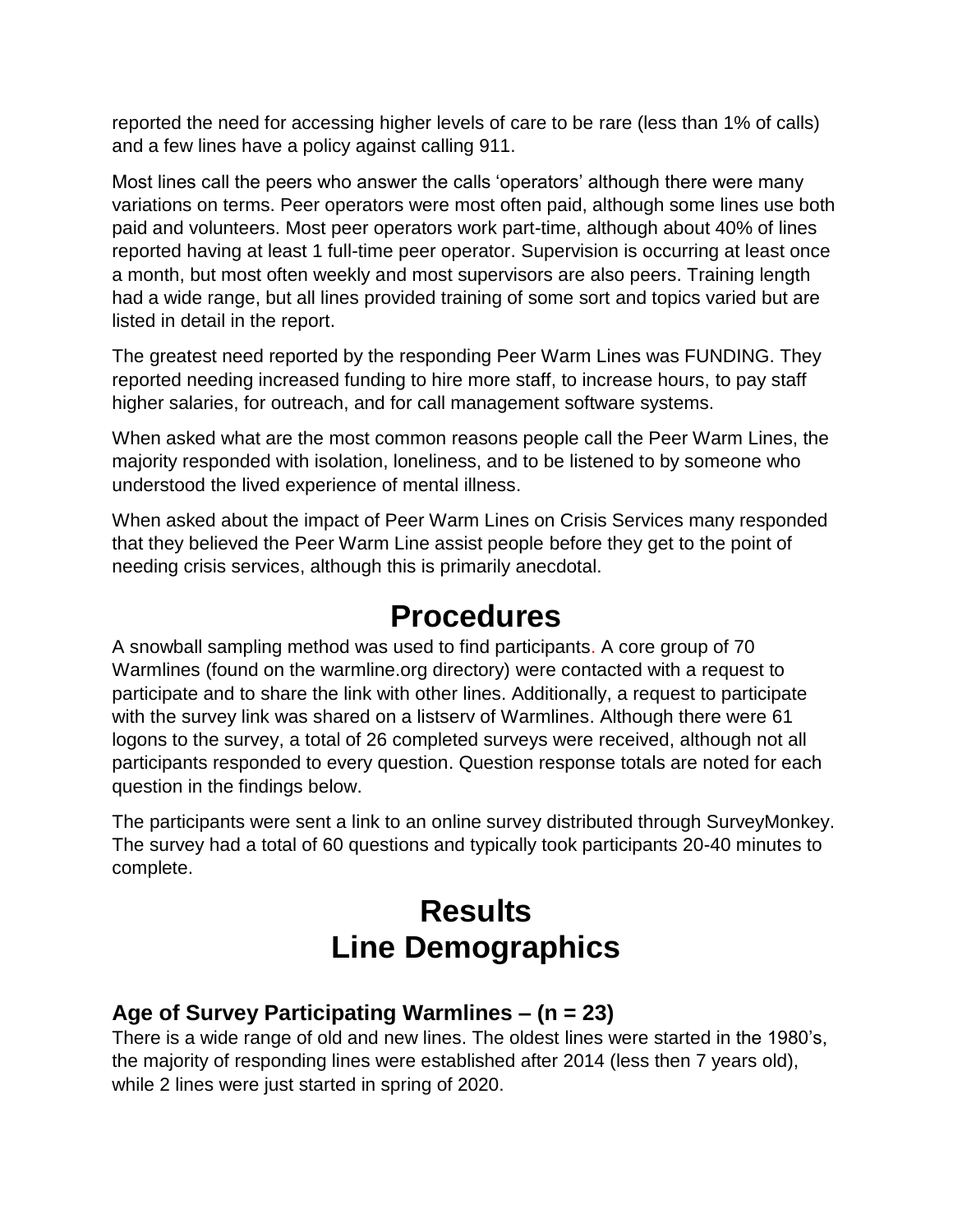reported the need for accessing higher levels of care to be rare (less than 1% of calls) and a few lines have a policy against calling 911.

Most lines call the peers who answer the calls 'operators' although there were many variations on terms. Peer operators were most often paid, although some lines use both paid and volunteers. Most peer operators work part-time, although about 40% of lines reported having at least 1 full-time peer operator. Supervision is occurring at least once a month, but most often weekly and most supervisors are also peers. Training length had a wide range, but all lines provided training of some sort and topics varied but are listed in detail in the report.

The greatest need reported by the responding Peer Warm Lines was FUNDING. They reported needing increased funding to hire more staff, to increase hours, to pay staff higher salaries, for outreach, and for call management software systems.

When asked what are the most common reasons people call the Peer Warm Lines, the majority responded with isolation, loneliness, and to be listened to by someone who understood the lived experience of mental illness.

When asked about the impact of Peer Warm Lines on Crisis Services many responded that they believed the Peer Warm Line assist people before they get to the point of needing crisis services, although this is primarily anecdotal.

# Procedures

A snowball sampling method was used to find participants. A core group of 70 Warmlines (found on the warmline.org directory) were contacted with a request to participate and to share the link with other lines. Additionally, a request to participate with the survey link was shared on a listserv of Warmlines. Although there were 61 logons to the survey, a total of 26 completed surveys were received, although not all participants responded to every question. Question response totals are noted for each question in the findings below.

The participants were sent a link to an online survey distributed through SurveyMonkey. The survey had a total of 60 questions and typically took participants 20-40 minutes to complete.

# Results
# Line Demographics

### Age of Survey Participating Warmlines – (n = 23)

There is a wide range of old and new lines. The oldest lines were started in the 1980's, the majority of responding lines were established after 2014 (less then 7 years old), while 2 lines were just started in spring of 2020.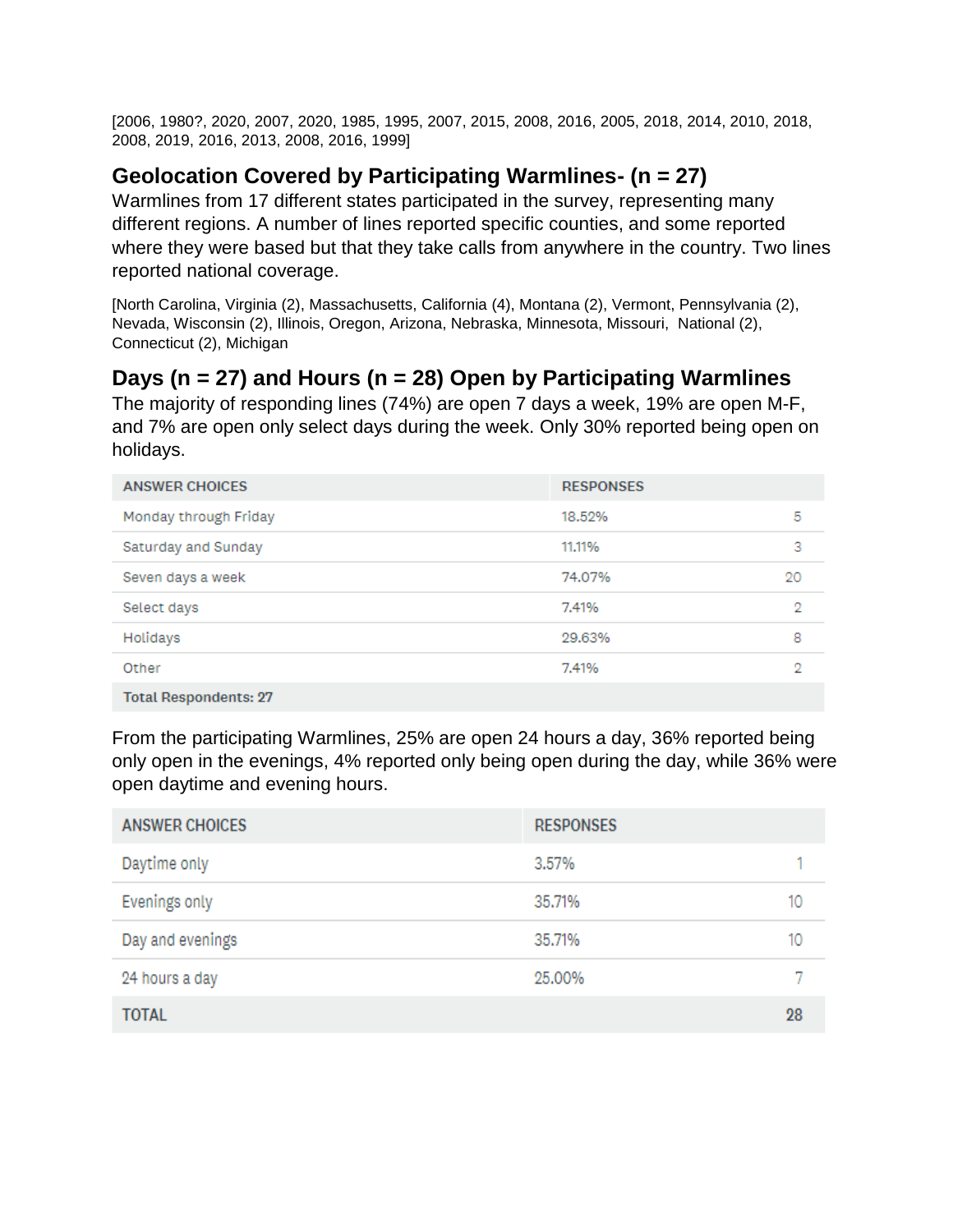[2006, 1980?, 2020, 2007, 2020, 1985, 1995, 2007, 2015, 2008, 2016, 2005, 2018, 2014, 2010, 2018, 2008, 2019, 2016, 2013, 2008, 2016, 1999]

## Geolocation Covered by Participating Warmlines- (n = 27)

Warmlines from 17 different states participated in the survey, representing many different regions. A number of lines reported specific counties, and some reported where they were based but that they take calls from anywhere in the country. Two lines reported national coverage.

[North Carolina, Virginia (2), Massachusetts, California (4), Montana (2), Vermont, Pennsylvania (2), Nevada, Wisconsin (2), Illinois, Oregon, Arizona, Nebraska, Minnesota, Missouri, National (2), Connecticut (2), Michigan

## Days (n = 27) and Hours (n = 28) Open by Participating Warmlines

The majority of responding lines (74%) are open 7 days a week, 19% are open M-F, and 7% are open only select days during the week. Only 30% reported being open on holidays.

| ANSWER CHOICES | RESPONSES | |
|---|---|---|
| Monday through Friday | 18.52% | 5 |
| Saturday and Sunday | 11.11% | 3 |
| Seven days a week | 74.07% | 20 |
| Select days | 7.41% | 2 |
| Holidays | 29.63% | 8 |
| Other | 7.41% | 2 |
| Total Respondents: 27 | | |

From the participating Warmlines, 25% are open 24 hours a day, 36% reported being only open in the evenings, 4% reported only being open during the day, while 36% were open daytime and evening hours.

| ANSWER CHOICES | RESPONSES | |
|---|---|---|
| Daytime only | 3.57% | 1 |
| Evenings only | 35.71% | 10 |
| Day and evenings | 35.71% | 10 |
| 24 hours a day | 25.00% | 7 |
| TOTAL | | 28 |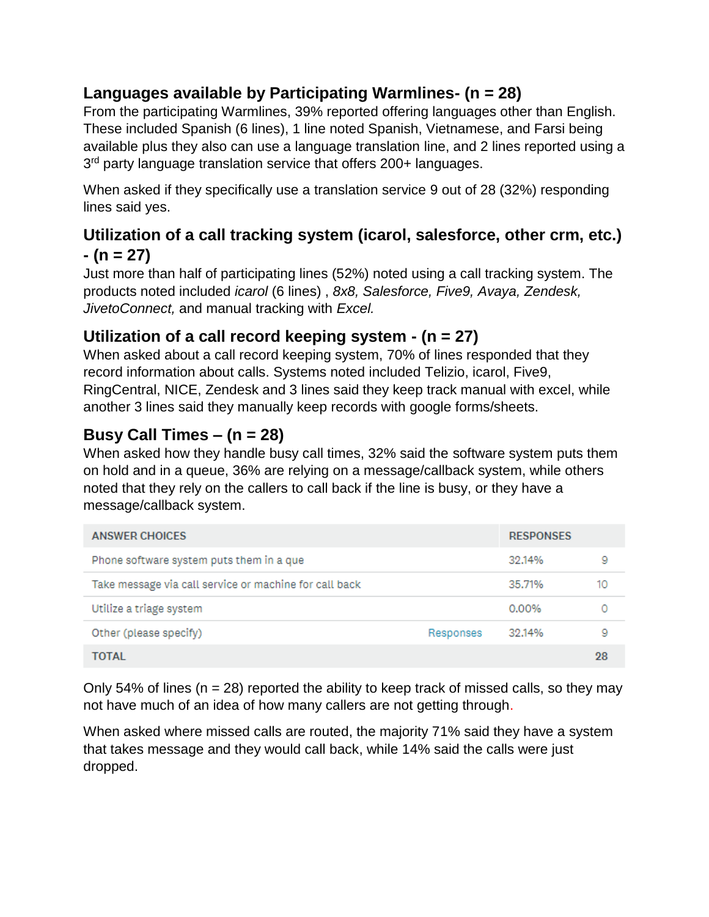### Languages available by Participating Warmlines- (n = 28)

From the participating Warmlines, 39% reported offering languages other than English. These included Spanish (6 lines), 1 line noted Spanish, Vietnamese, and Farsi being available plus they also can use a language translation line, and 2 lines reported using a 3rd party language translation service that offers 200+ languages.

When asked if they specifically use a translation service 9 out of 28 (32%) responding lines said yes.

### Utilization of a call tracking system (icarol, salesforce, other crm, etc.) - (n = 27)

Just more than half of participating lines (52%) noted using a call tracking system. The products noted included *icarol* (6 lines) , *8x8, Salesforce, Five9, Avaya, Zendesk, JivetoConnect,* and manual tracking with *Excel.*

### Utilization of a call record keeping system - (n = 27)

When asked about a call record keeping system, 70% of lines responded that they record information about calls. Systems noted included Telizio, icarol, Five9, RingCentral, NICE, Zendesk and 3 lines said they keep track manual with excel, while another 3 lines said they manually keep records with google forms/sheets.

### Busy Call Times – (n = 28)

When asked how they handle busy call times, 32% said the software system puts them on hold and in a queue, 36% are relying on a message/callback system, while others noted that they rely on the callers to call back if the line is busy, or they have a message/callback system.

| ANSWER CHOICES | | RESPONSES | |
|---|---|---|---|
| Phone software system puts them in a que | | 32.14% | 9 |
| Take message via call service or machine for call back | | 35.71% | 10 |
| Utilize a triage system | | 0.00% | 0 |
| Other (please specify) | Responses | 32.14% | 9 |
| TOTAL | | | 28 |

Only 54% of lines (n = 28) reported the ability to keep track of missed calls, so they may not have much of an idea of how many callers are not getting through.

When asked where missed calls are routed, the majority 71% said they have a system that takes message and they would call back, while 14% said the calls were just dropped.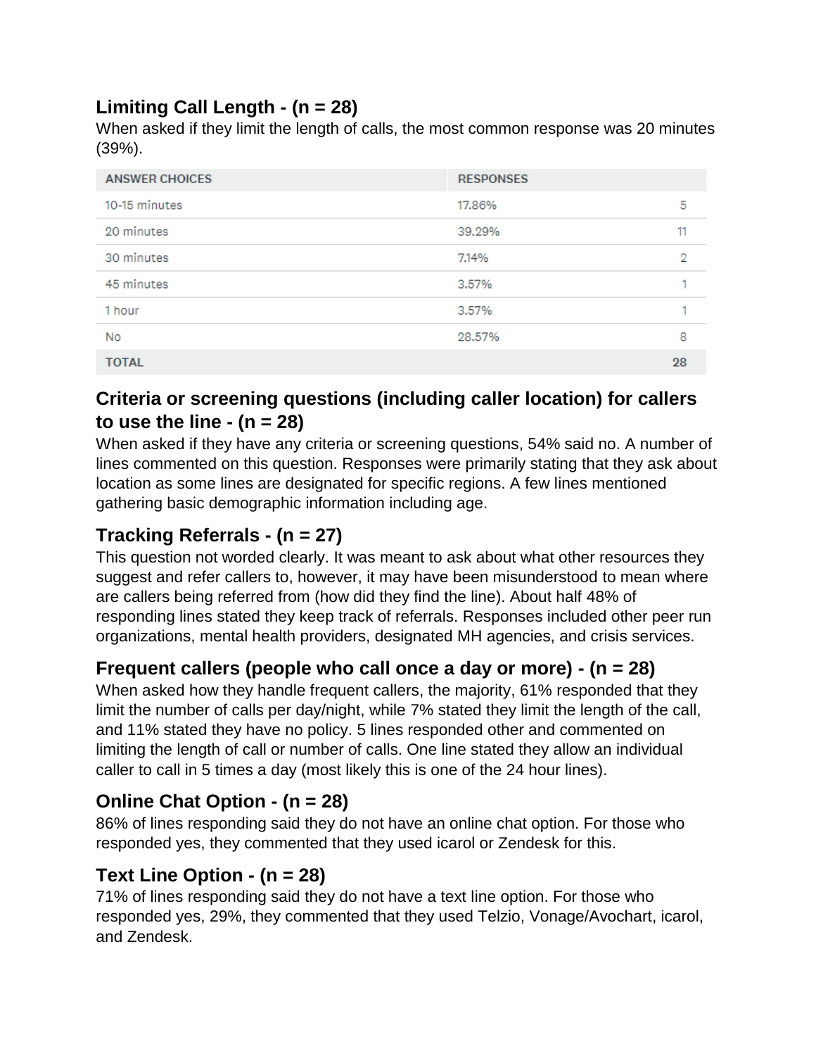## Limiting Call Length - (n = 28)

When asked if they limit the length of calls, the most common response was 20 minutes (39%).

| ANSWER CHOICES | RESPONSES | |
|---|---|---|
| 10-15 minutes | 17.86% | 5 |
| 20 minutes | 39.29% | 11 |
| 30 minutes | 7.14% | 2 |
| 45 minutes | 3.57% | 1 |
| 1 hour | 3.57% | 1 |
| No | 28.57% | 8 |
| TOTAL | | 28 |

## Criteria or screening questions (including caller location) for callers to use the line - (n = 28)

When asked if they have any criteria or screening questions, 54% said no. A number of lines commented on this question. Responses were primarily stating that they ask about location as some lines are designated for specific regions. A few lines mentioned gathering basic demographic information including age.

## Tracking Referrals - (n = 27)

This question not worded clearly. It was meant to ask about what other resources they suggest and refer callers to, however, it may have been misunderstood to mean where are callers being referred from (how did they find the line). About half 48% of responding lines stated they keep track of referrals. Responses included other peer run organizations, mental health providers, designated MH agencies, and crisis services.

## Frequent callers (people who call once a day or more) - (n = 28)

When asked how they handle frequent callers, the majority, 61% responded that they limit the number of calls per day/night, while 7% stated they limit the length of the call, and 11% stated they have no policy. 5 lines responded other and commented on limiting the length of call or number of calls. One line stated they allow an individual caller to call in 5 times a day (most likely this is one of the 24 hour lines).

## Online Chat Option - (n = 28)

86% of lines responding said they do not have an online chat option. For those who responded yes, they commented that they used icarol or Zendesk for this.

## Text Line Option - (n = 28)

71% of lines responding said they do not have a text line option. For those who responded yes, 29%, they commented that they used Telzio, Vonage/Avochart, icarol, and Zendesk.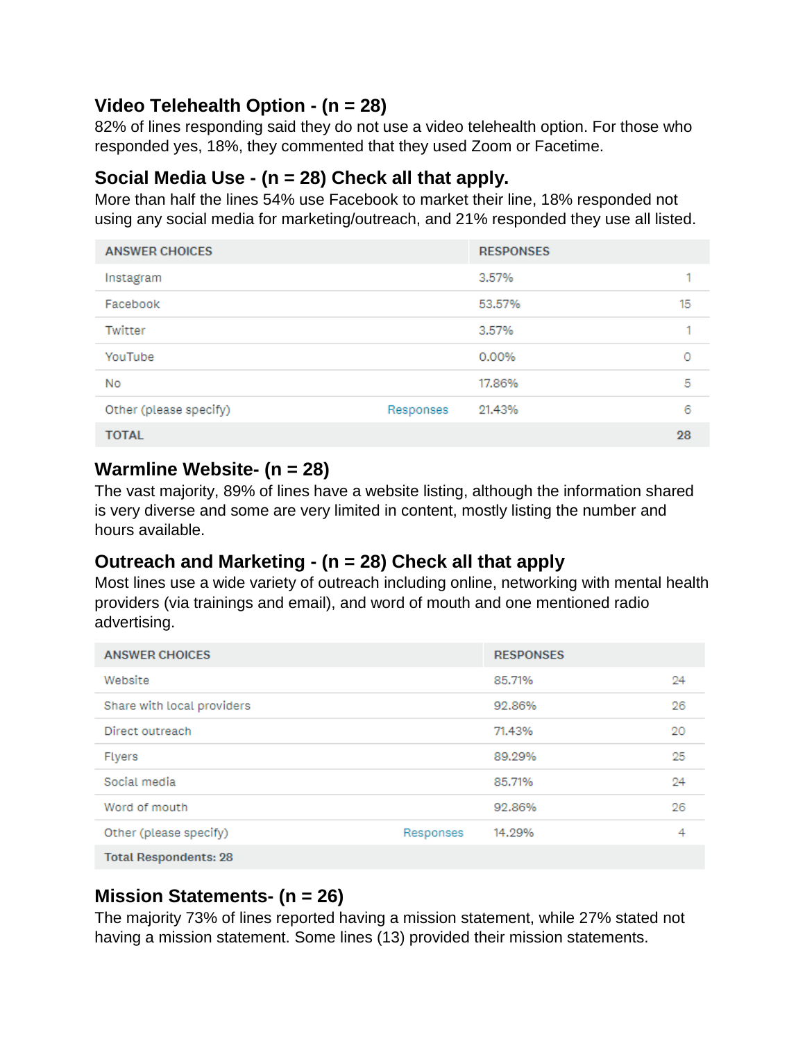## Video Telehealth Option - (n = 28)

82% of lines responding said they do not use a video telehealth option. For those who responded yes, 18%, they commented that they used Zoom or Facetime.

## Social Media Use - (n = 28) Check all that apply.

More than half the lines 54% use Facebook to market their line, 18% responded not using any social media for marketing/outreach, and 21% responded they use all listed.

| ANSWER CHOICES | | RESPONSES | |
|---|---|---|---|
| Instagram | | 3.57% | 1 |
| Facebook | | 53.57% | 15 |
| Twitter | | 3.57% | 1 |
| YouTube | | 0.00% | 0 |
| No | | 17.86% | 5 |
| Other (please specify) | Responses | 21.43% | 6 |
| TOTAL | | | 28 |

## Warmline Website- (n = 28)

The vast majority, 89% of lines have a website listing, although the information shared is very diverse and some are very limited in content, mostly listing the number and hours available.

## Outreach and Marketing - (n = 28) Check all that apply

Most lines use a wide variety of outreach including online, networking with mental health providers (via trainings and email), and word of mouth and one mentioned radio advertising.

| ANSWER CHOICES | | RESPONSES | |
|---|---|---|---|
| Website | | 85.71% | 24 |
| Share with local providers | | 92.86% | 26 |
| Direct outreach | | 71.43% | 20 |
| Flyers | | 89.29% | 25 |
| Social media | | 85.71% | 24 |
| Word of mouth | | 92.86% | 26 |
| Other (please specify) | Responses | 14.29% | 4 |
| Total Respondents: 28 | | | |

## Mission Statements- (n = 26)

The majority 73% of lines reported having a mission statement, while 27% stated not having a mission statement. Some lines (13) provided their mission statements.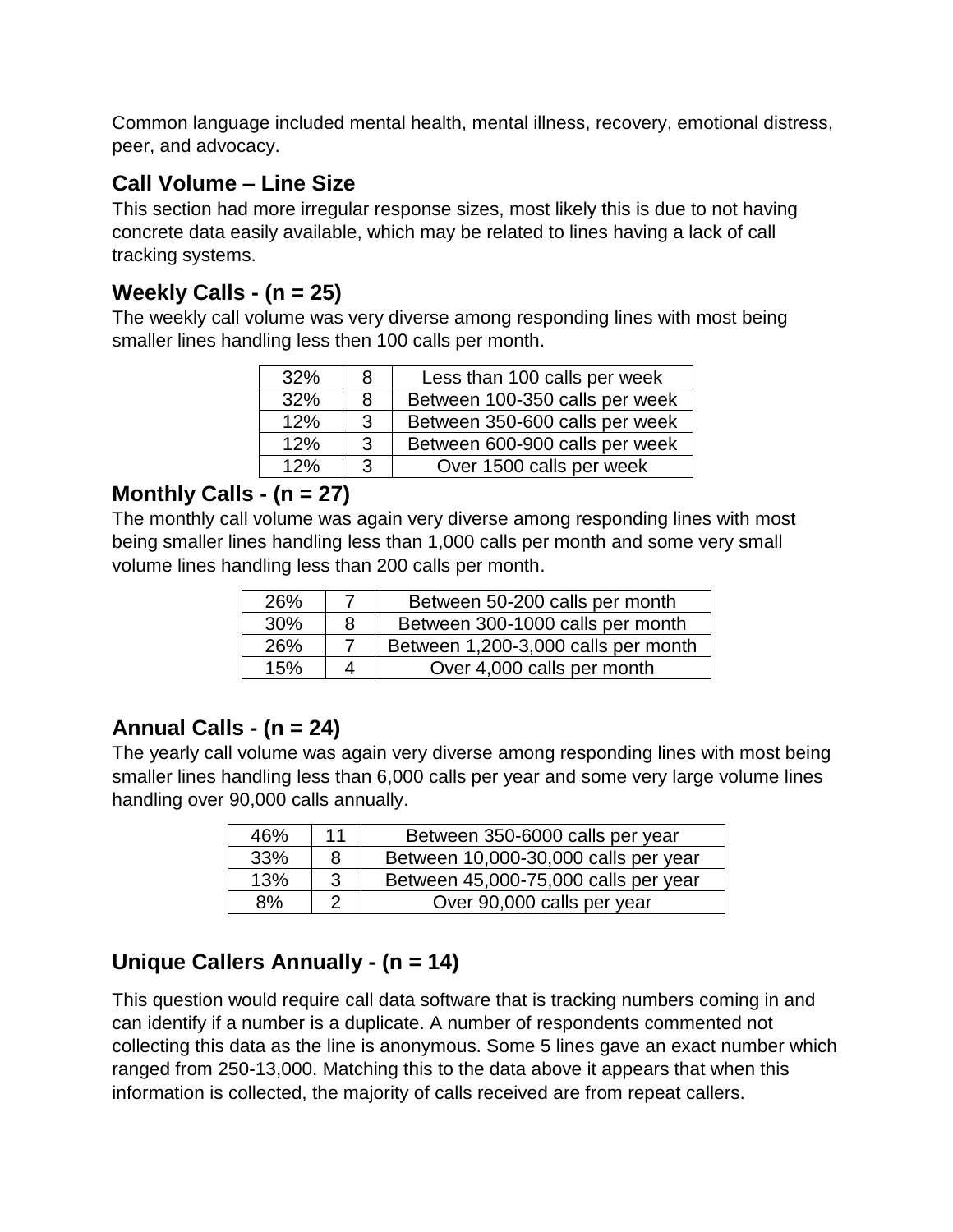Common language included mental health, mental illness, recovery, emotional distress, peer, and advocacy.

## Call Volume – Line Size

This section had more irregular response sizes, most likely this is due to not having concrete data easily available, which may be related to lines having a lack of call tracking systems.

## Weekly Calls - (n = 25)

The weekly call volume was very diverse among responding lines with most being smaller lines handling less then 100 calls per month.

| | | |
|---|---|---|
| 32% | 8 | Less than 100 calls per week |
| 32% | 8 | Between 100-350 calls per week |
| 12% | 3 | Between 350-600 calls per week |
| 12% | 3 | Between 600-900 calls per week |
| 12% | 3 | Over 1500 calls per week |

## Monthly Calls - (n = 27)

The monthly call volume was again very diverse among responding lines with most being smaller lines handling less than 1,000 calls per month and some very small volume lines handling less than 200 calls per month.

| | | |
|---|---|---|
| 26% | 7 | Between 50-200 calls per month |
| 30% | 8 | Between 300-1000 calls per month |
| 26% | 7 | Between 1,200-3,000 calls per month |
| 15% | 4 | Over 4,000 calls per month |

## Annual Calls - (n = 24)

The yearly call volume was again very diverse among responding lines with most being smaller lines handling less than 6,000 calls per year and some very large volume lines handling over 90,000 calls annually.

| | | |
|---|---|---|
| 46% | 11 | Between 350-6000 calls per year |
| 33% | 8 | Between 10,000-30,000 calls per year |
| 13% | 3 | Between 45,000-75,000 calls per year |
| 8% | 2 | Over 90,000 calls per year |

## Unique Callers Annually - (n = 14)

This question would require call data software that is tracking numbers coming in and can identify if a number is a duplicate. A number of respondents commented not collecting this data as the line is anonymous. Some 5 lines gave an exact number which ranged from 250-13,000. Matching this to the data above it appears that when this information is collected, the majority of calls received are from repeat callers.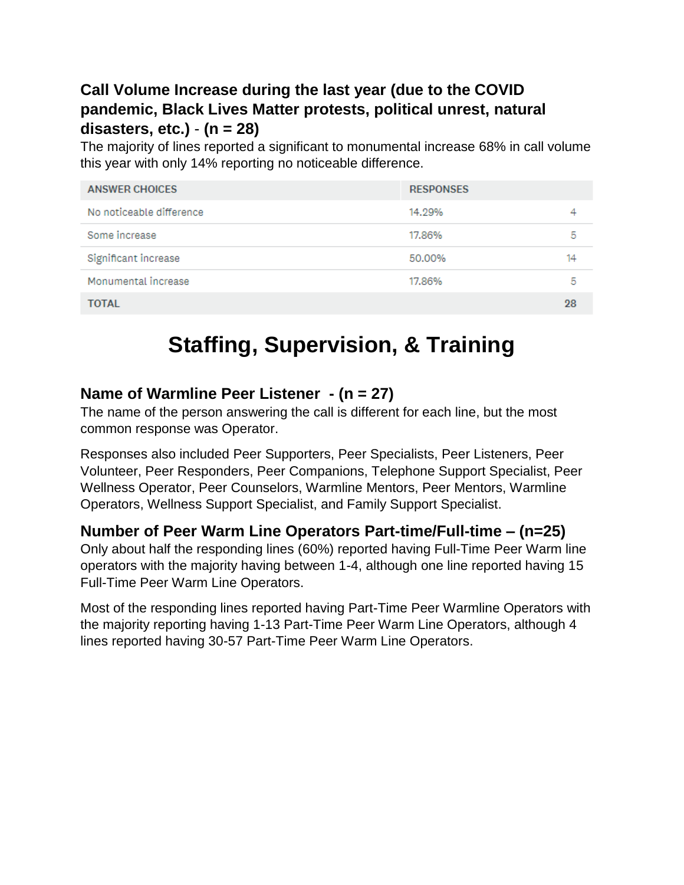### Call Volume Increase during the last year (due to the COVID pandemic, Black Lives Matter protests, political unrest, natural disasters, etc.) - (n = 28)

The majority of lines reported a significant to monumental increase 68% in call volume this year with only 14% reporting no noticeable difference.

| ANSWER CHOICES | RESPONSES | |
|---|---|---|
| No noticeable difference | 14.29% | 4 |
| Some increase | 17.86% | 5 |
| Significant increase | 50.00% | 14 |
| Monumental increase | 17.86% | 5 |
| TOTAL | | 28 |

# Staffing, Supervision, & Training

### Name of Warmline Peer Listener - (n = 27)

The name of the person answering the call is different for each line, but the most common response was Operator.

Responses also included Peer Supporters, Peer Specialists, Peer Listeners, Peer Volunteer, Peer Responders, Peer Companions, Telephone Support Specialist, Peer Wellness Operator, Peer Counselors, Warmline Mentors, Peer Mentors, Warmline Operators, Wellness Support Specialist, and Family Support Specialist.

### Number of Peer Warm Line Operators Part-time/Full-time – (n=25)

Only about half the responding lines (60%) reported having Full-Time Peer Warm line operators with the majority having between 1-4, although one line reported having 15 Full-Time Peer Warm Line Operators.

Most of the responding lines reported having Part-Time Peer Warmline Operators with the majority reporting having 1-13 Part-Time Peer Warm Line Operators, although 4 lines reported having 30-57 Part-Time Peer Warm Line Operators.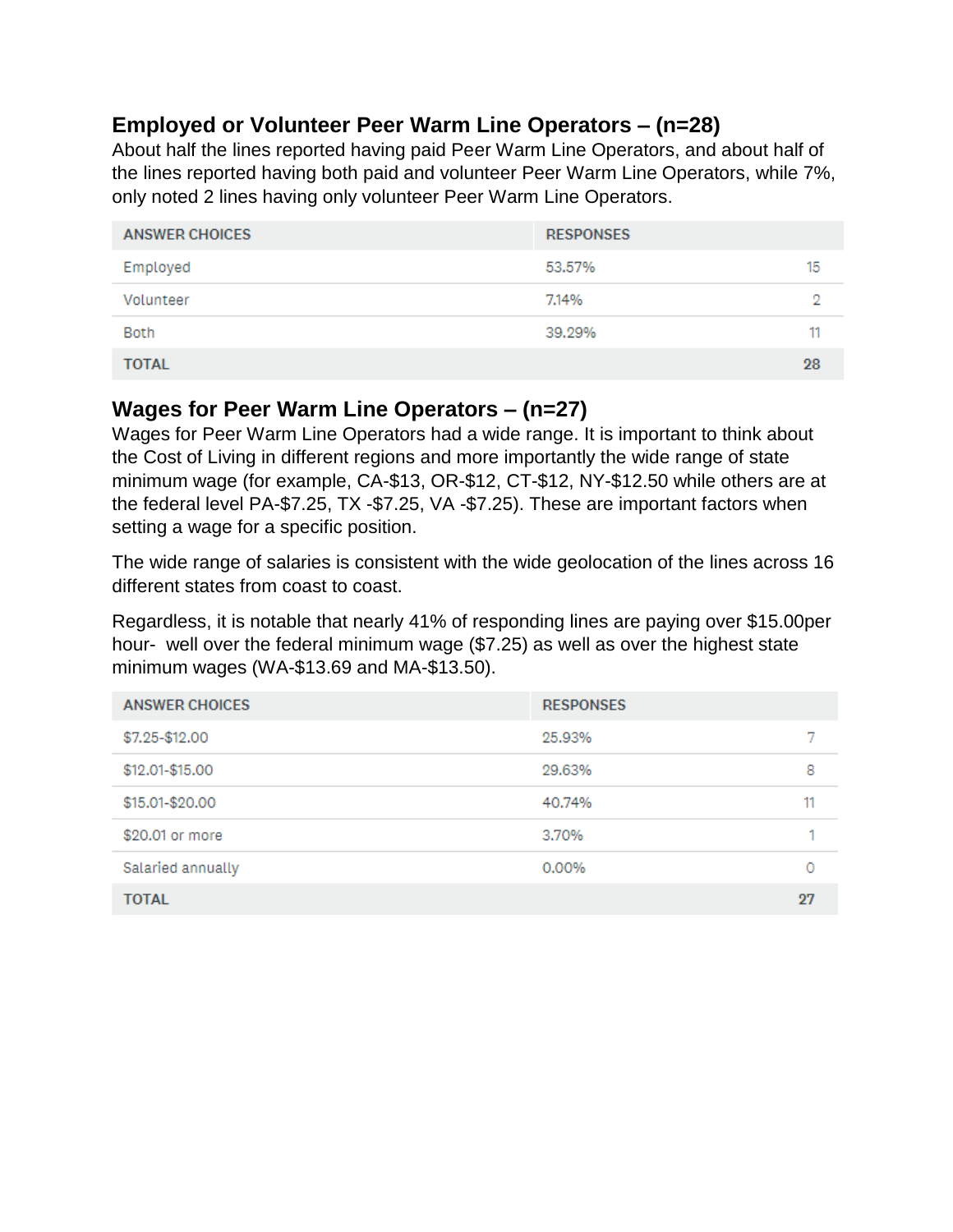## Employed or Volunteer Peer Warm Line Operators – (n=28)

About half the lines reported having paid Peer Warm Line Operators, and about half of the lines reported having both paid and volunteer Peer Warm Line Operators, while 7%, only noted 2 lines having only volunteer Peer Warm Line Operators.

| ANSWER CHOICES | RESPONSES | |
|---|---|---|
| Employed | 53.57% | 15 |
| Volunteer | 7.14% | 2 |
| Both | 39.29% | 11 |
| **TOTAL** | | **28** |

## Wages for Peer Warm Line Operators – (n=27)

Wages for Peer Warm Line Operators had a wide range. It is important to think about the Cost of Living in different regions and more importantly the wide range of state minimum wage (for example, CA-$13, OR-$12, CT-$12, NY-$12.50 while others are at the federal level PA-$7.25, TX -$7.25, VA -$7.25). These are important factors when setting a wage for a specific position.

The wide range of salaries is consistent with the wide geolocation of the lines across 16 different states from coast to coast.

Regardless, it is notable that nearly 41% of responding lines are paying over $15.00per hour- well over the federal minimum wage ($7.25) as well as over the highest state minimum wages (WA-$13.69 and MA-$13.50).

| ANSWER CHOICES | RESPONSES | |
|---|---|---|
| $7.25-$12.00 | 25.93% | 7 |
| $12.01-$15.00 | 29.63% | 8 |
| $15.01-$20.00 | 40.74% | 11 |
| $20.01 or more | 3.70% | 1 |
| Salaried annually | 0.00% | 0 |
| **TOTAL** | | **27** |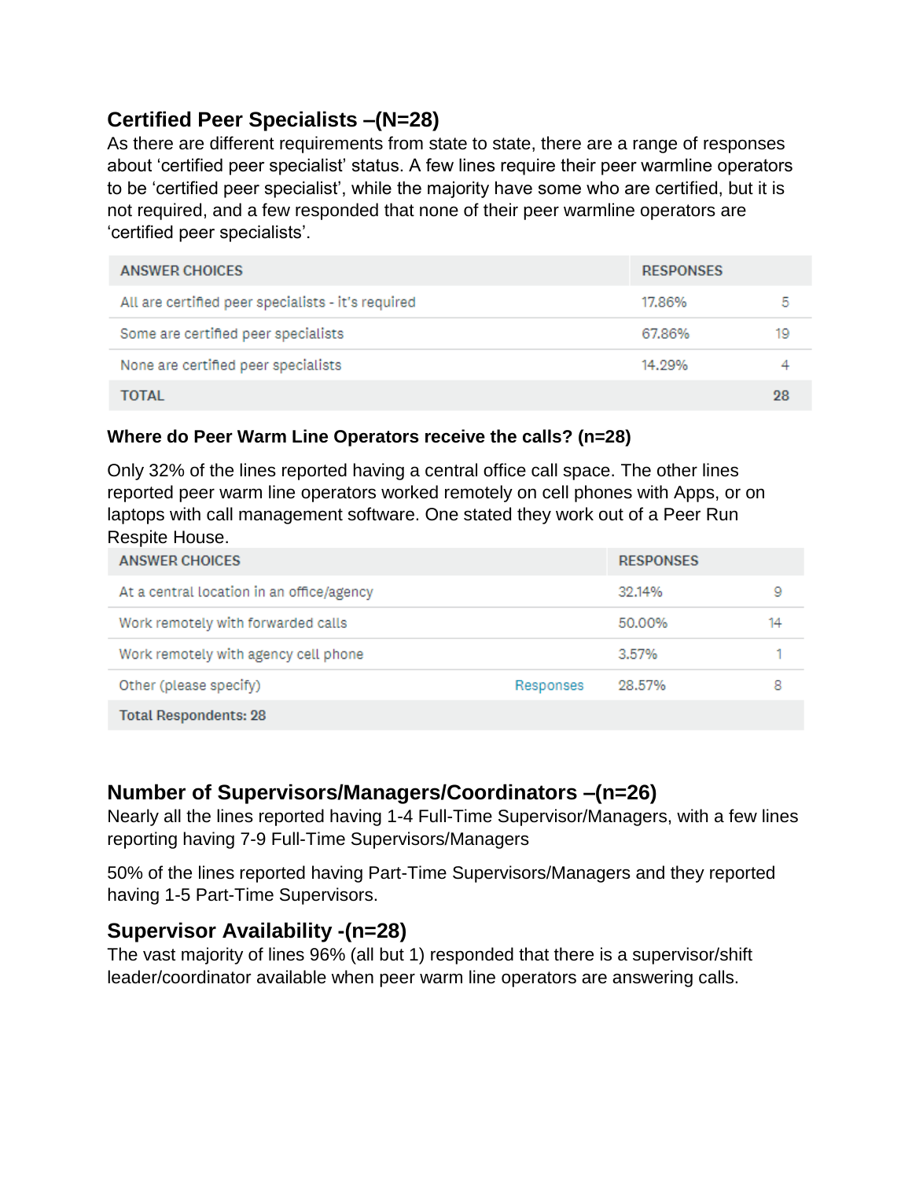## Certified Peer Specialists –(N=28)

As there are different requirements from state to state, there are a range of responses about 'certified peer specialist' status. A few lines require their peer warmline operators to be 'certified peer specialist', while the majority have some who are certified, but it is not required, and a few responded that none of their peer warmline operators are 'certified peer specialists'.

| ANSWER CHOICES | RESPONSES | |
|---|---|---|
| All are certified peer specialists - it's required | 17.86% | 5 |
| Some are certified peer specialists | 67.86% | 19 |
| None are certified peer specialists | 14.29% | 4 |
| **TOTAL** | | **28** |

### Where do Peer Warm Line Operators receive the calls? (n=28)

Only 32% of the lines reported having a central office call space. The other lines reported peer warm line operators worked remotely on cell phones with Apps, or on laptops with call management software. One stated they work out of a Peer Run Respite House.

| ANSWER CHOICES | | RESPONSES | |
|---|---|---|---|
| At a central location in an office/agency | | 32.14% | 9 |
| Work remotely with forwarded calls | | 50.00% | 14 |
| Work remotely with agency cell phone | | 3.57% | 1 |
| Other (please specify) | Responses | 28.57% | 8 |
| **Total Respondents: 28** | | | |

## Number of Supervisors/Managers/Coordinators –(n=26)

Nearly all the lines reported having 1-4 Full-Time Supervisor/Managers, with a few lines reporting having 7-9 Full-Time Supervisors/Managers

50% of the lines reported having Part-Time Supervisors/Managers and they reported having 1-5 Part-Time Supervisors.

## Supervisor Availability -(n=28)

The vast majority of lines 96% (all but 1) responded that there is a supervisor/shift leader/coordinator available when peer warm line operators are answering calls.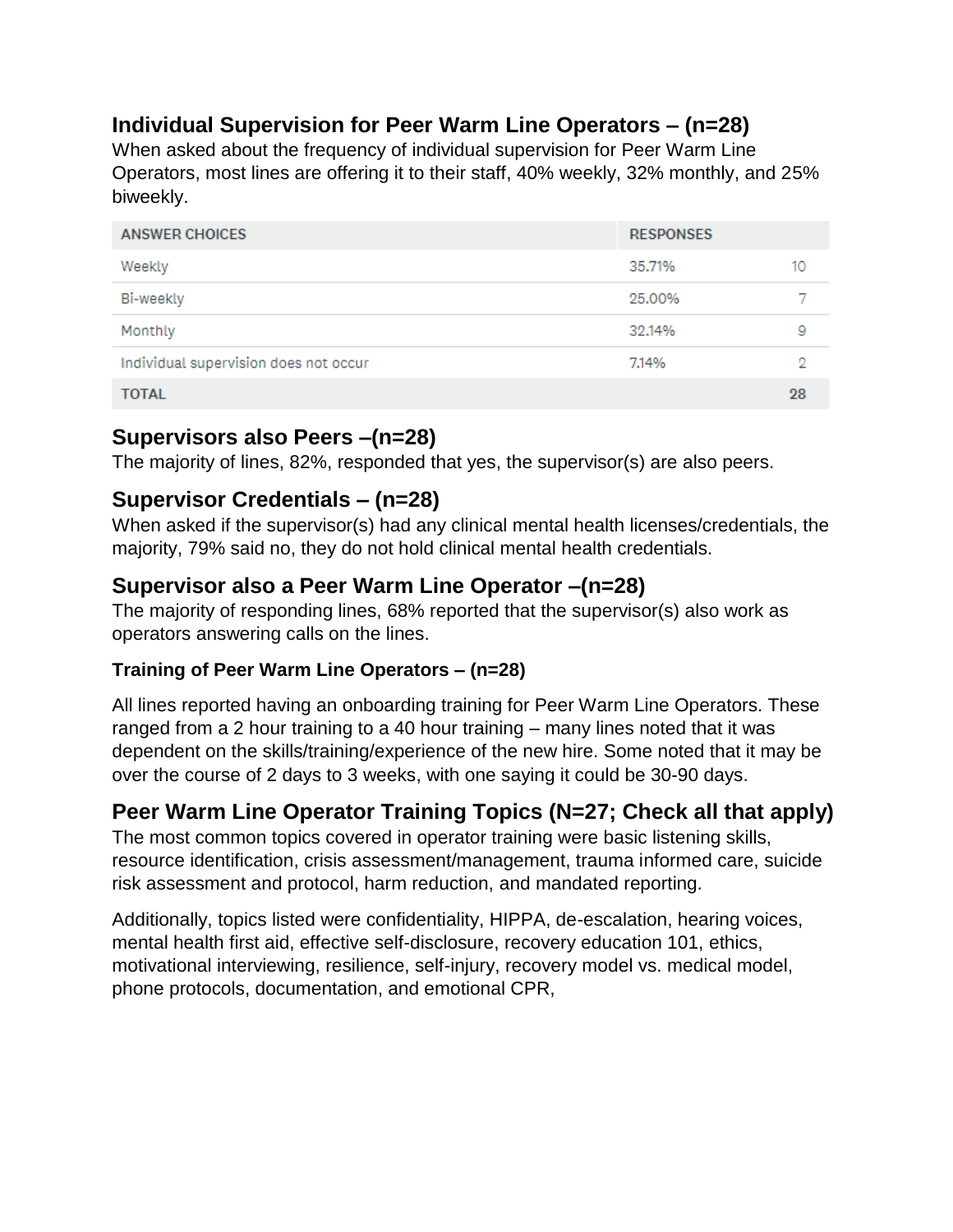## Individual Supervision for Peer Warm Line Operators – (n=28)

When asked about the frequency of individual supervision for Peer Warm Line Operators, most lines are offering it to their staff, 40% weekly, 32% monthly, and 25% biweekly.

| ANSWER CHOICES | RESPONSES | |
|---|---|---|
| Weekly | 35.71% | 10 |
| Bi-weekly | 25.00% | 7 |
| Monthly | 32.14% | 9 |
| Individual supervision does not occur | 7.14% | 2 |
| TOTAL | | 28 |

## Supervisors also Peers –(n=28)

The majority of lines, 82%, responded that yes, the supervisor(s) are also peers.

## Supervisor Credentials – (n=28)

When asked if the supervisor(s) had any clinical mental health licenses/credentials, the majority, 79% said no, they do not hold clinical mental health credentials.

## Supervisor also a Peer Warm Line Operator –(n=28)

The majority of responding lines, 68% reported that the supervisor(s) also work as operators answering calls on the lines.

### Training of Peer Warm Line Operators – (n=28)

All lines reported having an onboarding training for Peer Warm Line Operators. These ranged from a 2 hour training to a 40 hour training – many lines noted that it was dependent on the skills/training/experience of the new hire. Some noted that it may be over the course of 2 days to 3 weeks, with one saying it could be 30-90 days.

## Peer Warm Line Operator Training Topics (N=27; Check all that apply)

The most common topics covered in operator training were basic listening skills, resource identification, crisis assessment/management, trauma informed care, suicide risk assessment and protocol, harm reduction, and mandated reporting.

Additionally, topics listed were confidentiality, HIPPA, de-escalation, hearing voices, mental health first aid, effective self-disclosure, recovery education 101, ethics, motivational interviewing, resilience, self-injury, recovery model vs. medical model, phone protocols, documentation, and emotional CPR,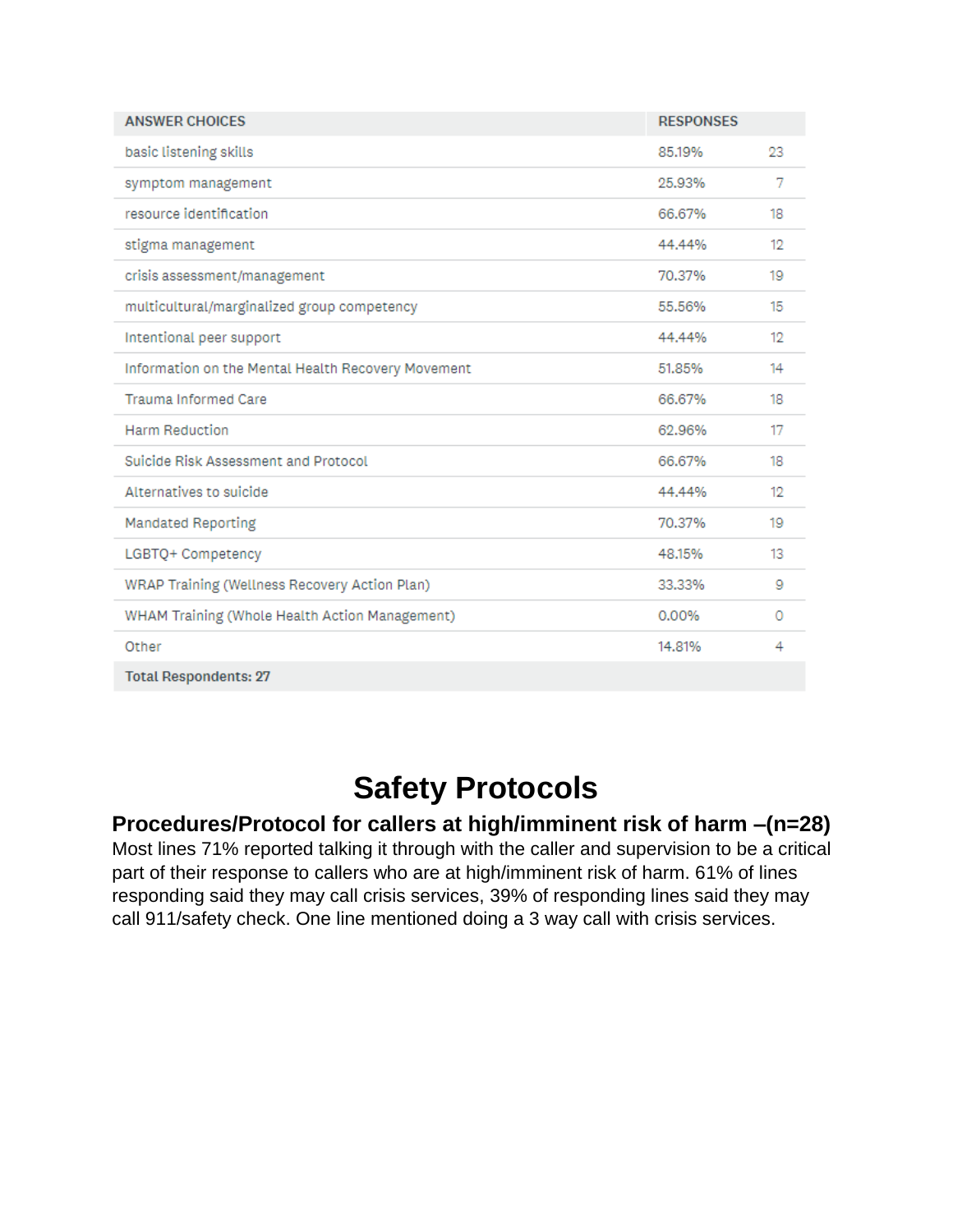| ANSWER CHOICES | RESPONSES | |
| --- | --- | --- |
| basic listening skills | 85.19% | 23 |
| symptom management | 25.93% | 7 |
| resource identification | 66.67% | 18 |
| stigma management | 44.44% | 12 |
| crisis assessment/management | 70.37% | 19 |
| multicultural/marginalized group competency | 55.56% | 15 |
| Intentional peer support | 44.44% | 12 |
| Information on the Mental Health Recovery Movement | 51.85% | 14 |
| Trauma Informed Care | 66.67% | 18 |
| Harm Reduction | 62.96% | 17 |
| Suicide Risk Assessment and Protocol | 66.67% | 18 |
| Alternatives to suicide | 44.44% | 12 |
| Mandated Reporting | 70.37% | 19 |
| LGBTQ+ Competency | 48.15% | 13 |
| WRAP Training (Wellness Recovery Action Plan) | 33.33% | 9 |
| WHAM Training (Whole Health Action Management) | 0.00% | 0 |
| Other | 14.81% | 4 |
| **Total Respondents: 27** | | |

# Safety Protocols

## Procedures/Protocol for callers at high/imminent risk of harm –(n=28)

Most lines 71% reported talking it through with the caller and supervision to be a critical part of their response to callers who are at high/imminent risk of harm. 61% of lines responding said they may call crisis services, 39% of responding lines said they may call 911/safety check. One line mentioned doing a 3 way call with crisis services.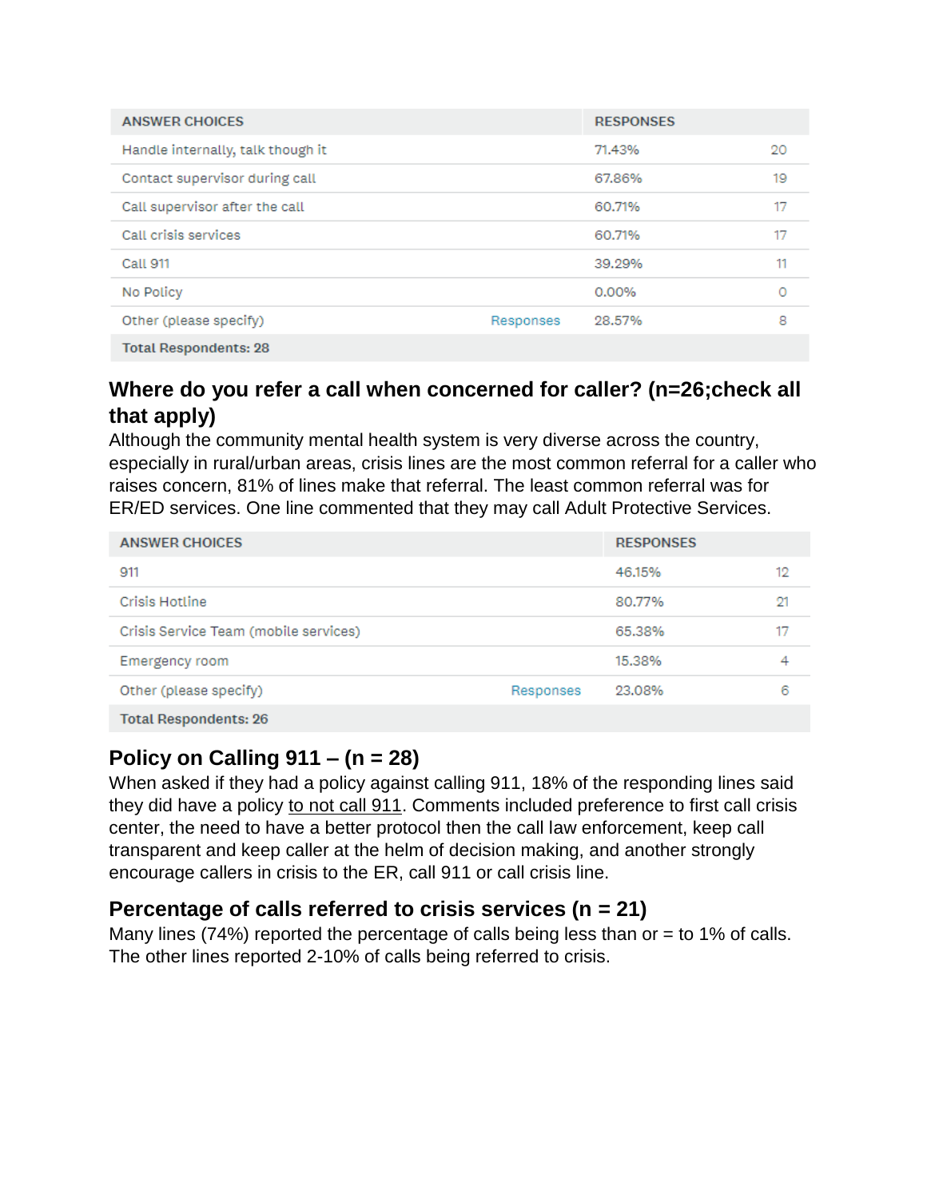| ANSWER CHOICES | | RESPONSES | |
|---|---|---|---|
| Handle internally, talk though it | | 71.43% | 20 |
| Contact supervisor during call | | 67.86% | 19 |
| Call supervisor after the call | | 60.71% | 17 |
| Call crisis services | | 60.71% | 17 |
| Call 911 | | 39.29% | 11 |
| No Policy | | 0.00% | 0 |
| Other (please specify) | Responses | 28.57% | 8 |
| Total Respondents: 28 | | | |

## Where do you refer a call when concerned for caller? (n=26;check all that apply)

Although the community mental health system is very diverse across the country, especially in rural/urban areas, crisis lines are the most common referral for a caller who raises concern, 81% of lines make that referral. The least common referral was for ER/ED services. One line commented that they may call Adult Protective Services.

| ANSWER CHOICES | | RESPONSES | |
|---|---|---|---|
| 911 | | 46.15% | 12 |
| Crisis Hotline | | 80.77% | 21 |
| Crisis Service Team (mobile services) | | 65.38% | 17 |
| Emergency room | | 15.38% | 4 |
| Other (please specify) | Responses | 23.08% | 6 |
| Total Respondents: 26 | | | |

## Policy on Calling 911 – (n = 28)

When asked if they had a policy against calling 911, 18% of the responding lines said they did have a policy to not call 911. Comments included preference to first call crisis center, the need to have a better protocol then the call law enforcement, keep call transparent and keep caller at the helm of decision making, and another strongly encourage callers in crisis to the ER, call 911 or call crisis line.

## Percentage of calls referred to crisis services (n = 21)

Many lines (74%) reported the percentage of calls being less than or = to 1% of calls. The other lines reported 2-10% of calls being referred to crisis.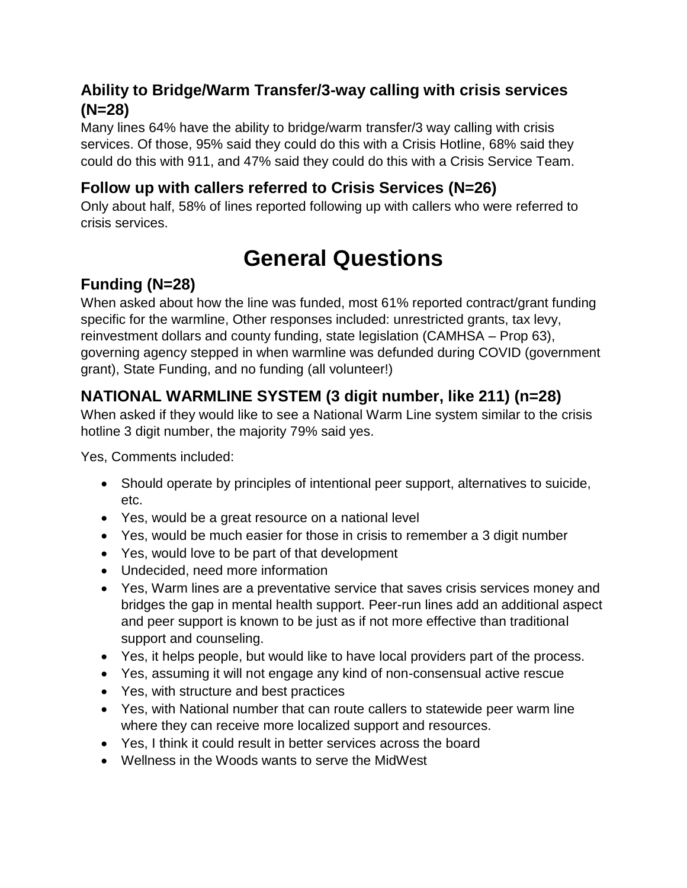### Ability to Bridge/Warm Transfer/3-way calling with crisis services (N=28)

Many lines 64% have the ability to bridge/warm transfer/3 way calling with crisis services. Of those, 95% said they could do this with a Crisis Hotline, 68% said they could do this with 911, and 47% said they could do this with a Crisis Service Team.

### Follow up with callers referred to Crisis Services (N=26)

Only about half, 58% of lines reported following up with callers who were referred to crisis services.

# General Questions

### Funding (N=28)

When asked about how the line was funded, most 61% reported contract/grant funding specific for the warmline, Other responses included: unrestricted grants, tax levy, reinvestment dollars and county funding, state legislation (CAMHSA – Prop 63), governing agency stepped in when warmline was defunded during COVID (government grant), State Funding, and no funding (all volunteer!)

### NATIONAL WARMLINE SYSTEM (3 digit number, like 211) (n=28)

When asked if they would like to see a National Warm Line system similar to the crisis hotline 3 digit number, the majority 79% said yes.

Yes, Comments included:

- Should operate by principles of intentional peer support, alternatives to suicide, etc.
- Yes, would be a great resource on a national level
- Yes, would be much easier for those in crisis to remember a 3 digit number
- Yes, would love to be part of that development
- Undecided, need more information
- Yes, Warm lines are a preventative service that saves crisis services money and bridges the gap in mental health support. Peer-run lines add an additional aspect and peer support is known to be just as if not more effective than traditional support and counseling.
- Yes, it helps people, but would like to have local providers part of the process.
- Yes, assuming it will not engage any kind of non-consensual active rescue
- Yes, with structure and best practices
- Yes, with National number that can route callers to statewide peer warm line where they can receive more localized support and resources.
- Yes, I think it could result in better services across the board
- Wellness in the Woods wants to serve the MidWest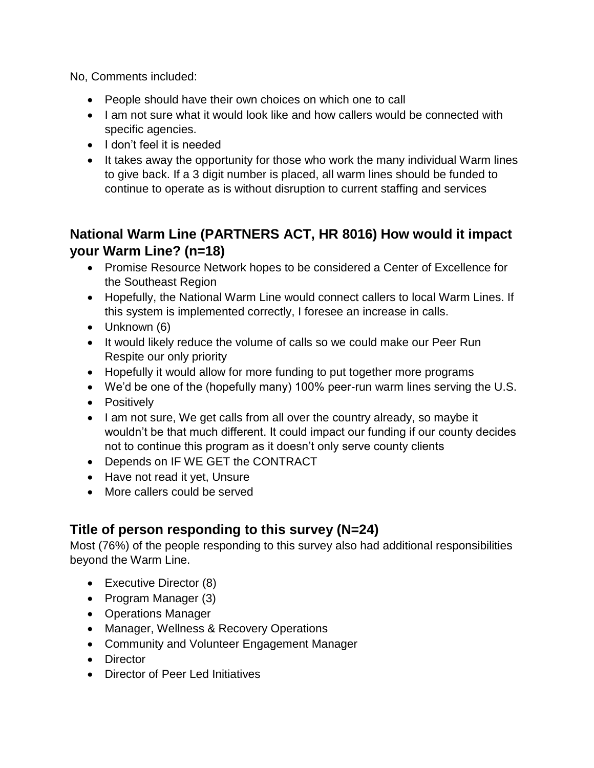No, Comments included:

- People should have their own choices on which one to call
- I am not sure what it would look like and how callers would be connected with specific agencies.
- I don't feel it is needed
- It takes away the opportunity for those who work the many individual Warm lines to give back. If a 3 digit number is placed, all warm lines should be funded to continue to operate as is without disruption to current staffing and services

## National Warm Line (PARTNERS ACT, HR 8016) How would it impact your Warm Line? (n=18)

- Promise Resource Network hopes to be considered a Center of Excellence for the Southeast Region
- Hopefully, the National Warm Line would connect callers to local Warm Lines. If this system is implemented correctly, I foresee an increase in calls.
- Unknown (6)
- It would likely reduce the volume of calls so we could make our Peer Run Respite our only priority
- Hopefully it would allow for more funding to put together more programs
- We'd be one of the (hopefully many) 100% peer-run warm lines serving the U.S.
- Positively
- I am not sure, We get calls from all over the country already, so maybe it wouldn't be that much different. It could impact our funding if our county decides not to continue this program as it doesn't only serve county clients
- Depends on IF WE GET the CONTRACT
- Have not read it yet, Unsure
- More callers could be served

## Title of person responding to this survey (N=24)

Most (76%) of the people responding to this survey also had additional responsibilities beyond the Warm Line.

- Executive Director (8)
- Program Manager (3)
- Operations Manager
- Manager, Wellness & Recovery Operations
- Community and Volunteer Engagement Manager
- Director
- Director of Peer Led Initiatives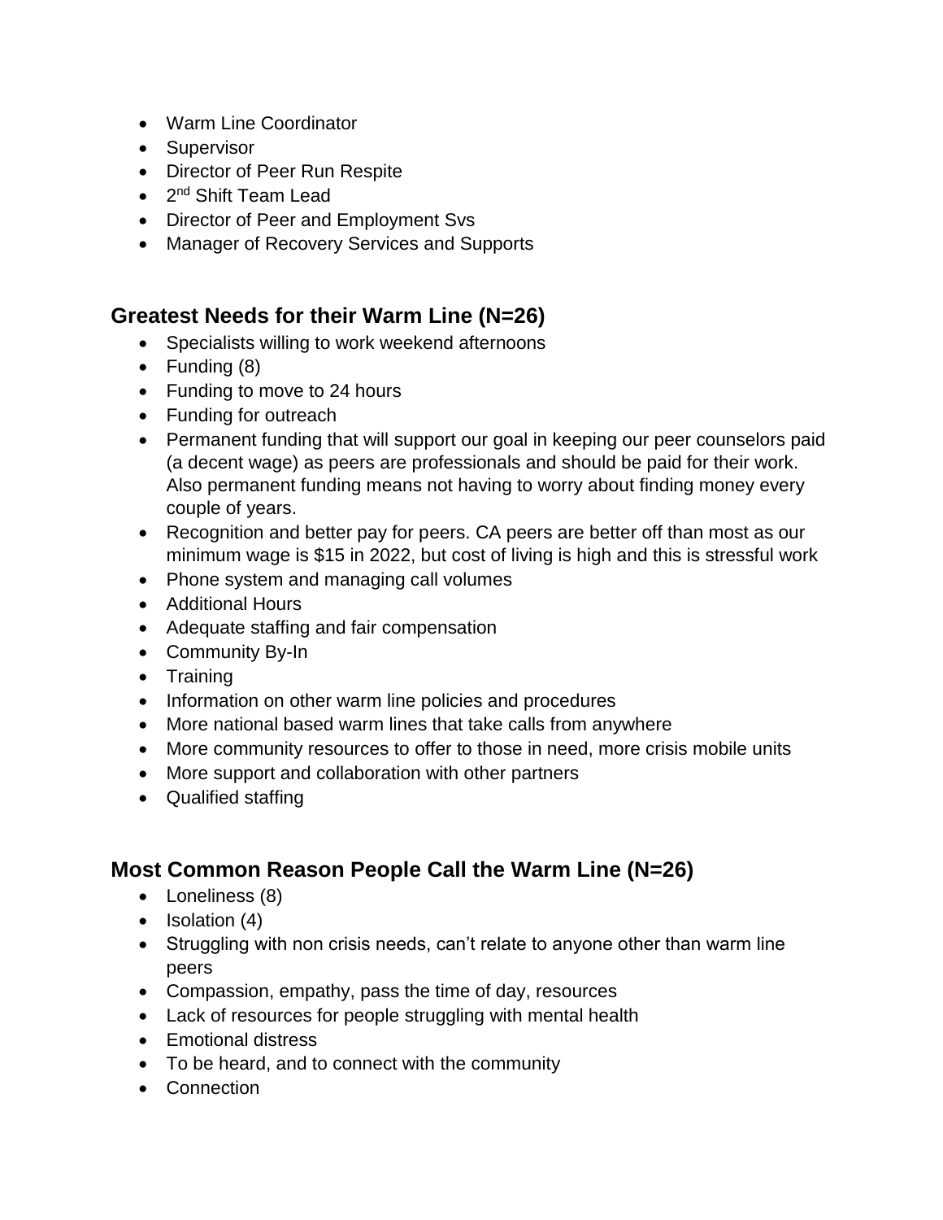- Warm Line Coordinator
- Supervisor
- Director of Peer Run Respite
- 2nd Shift Team Lead
- Director of Peer and Employment Svs
- Manager of Recovery Services and Supports

## Greatest Needs for their Warm Line (N=26)

- Specialists willing to work weekend afternoons
- Funding (8)
- Funding to move to 24 hours
- Funding for outreach
- Permanent funding that will support our goal in keeping our peer counselors paid (a decent wage) as peers are professionals and should be paid for their work. Also permanent funding means not having to worry about finding money every couple of years.
- Recognition and better pay for peers. CA peers are better off than most as our minimum wage is $15 in 2022, but cost of living is high and this is stressful work
- Phone system and managing call volumes
- Additional Hours
- Adequate staffing and fair compensation
- Community By-In
- Training
- Information on other warm line policies and procedures
- More national based warm lines that take calls from anywhere
- More community resources to offer to those in need, more crisis mobile units
- More support and collaboration with other partners
- Qualified staffing

## Most Common Reason People Call the Warm Line (N=26)

- Loneliness (8)
- Isolation (4)
- Struggling with non crisis needs, can't relate to anyone other than warm line peers
- Compassion, empathy, pass the time of day, resources
- Lack of resources for people struggling with mental health
- Emotional distress
- To be heard, and to connect with the community
- Connection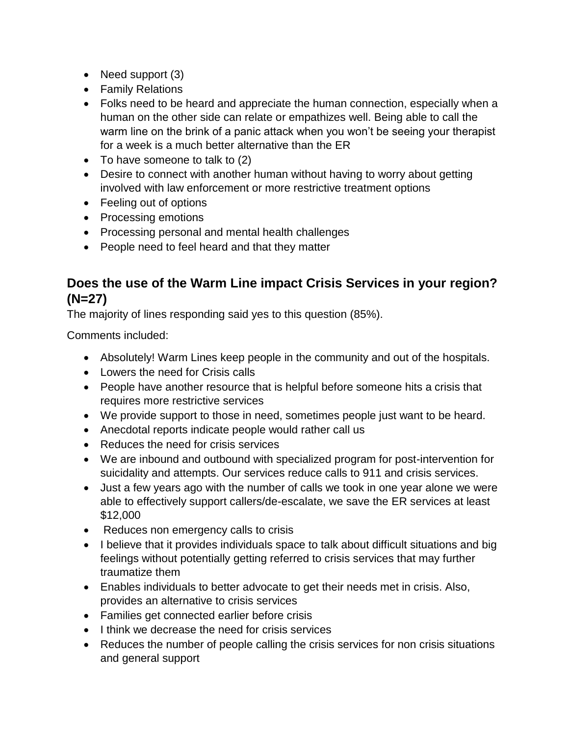- Need support (3)
- Family Relations
- Folks need to be heard and appreciate the human connection, especially when a human on the other side can relate or empathizes well. Being able to call the warm line on the brink of a panic attack when you won't be seeing your therapist for a week is a much better alternative than the ER
- To have someone to talk to (2)
- Desire to connect with another human without having to worry about getting involved with law enforcement or more restrictive treatment options
- Feeling out of options
- Processing emotions
- Processing personal and mental health challenges
- People need to feel heard and that they matter

## Does the use of the Warm Line impact Crisis Services in your region? (N=27)

The majority of lines responding said yes to this question (85%).

Comments included:

- Absolutely! Warm Lines keep people in the community and out of the hospitals.
- Lowers the need for Crisis calls
- People have another resource that is helpful before someone hits a crisis that requires more restrictive services
- We provide support to those in need, sometimes people just want to be heard.
- Anecdotal reports indicate people would rather call us
- Reduces the need for crisis services
- We are inbound and outbound with specialized program for post-intervention for suicidality and attempts. Our services reduce calls to 911 and crisis services.
- Just a few years ago with the number of calls we took in one year alone we were able to effectively support callers/de-escalate, we save the ER services at least $12,000
- Reduces non emergency calls to crisis
- I believe that it provides individuals space to talk about difficult situations and big feelings without potentially getting referred to crisis services that may further traumatize them
- Enables individuals to better advocate to get their needs met in crisis. Also, provides an alternative to crisis services
- Families get connected earlier before crisis
- I think we decrease the need for crisis services
- Reduces the number of people calling the crisis services for non crisis situations and general support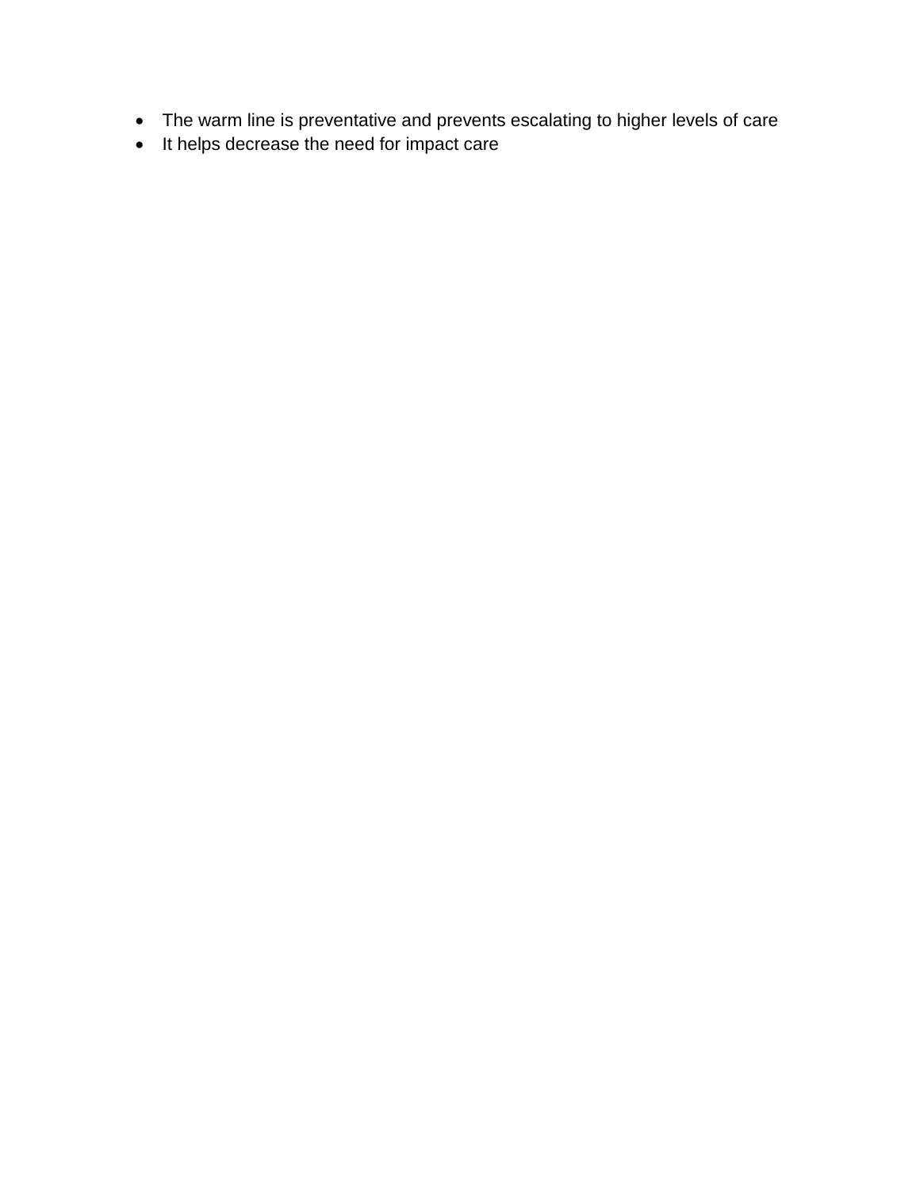- The warm line is preventative and prevents escalating to higher levels of care
- It helps decrease the need for impact care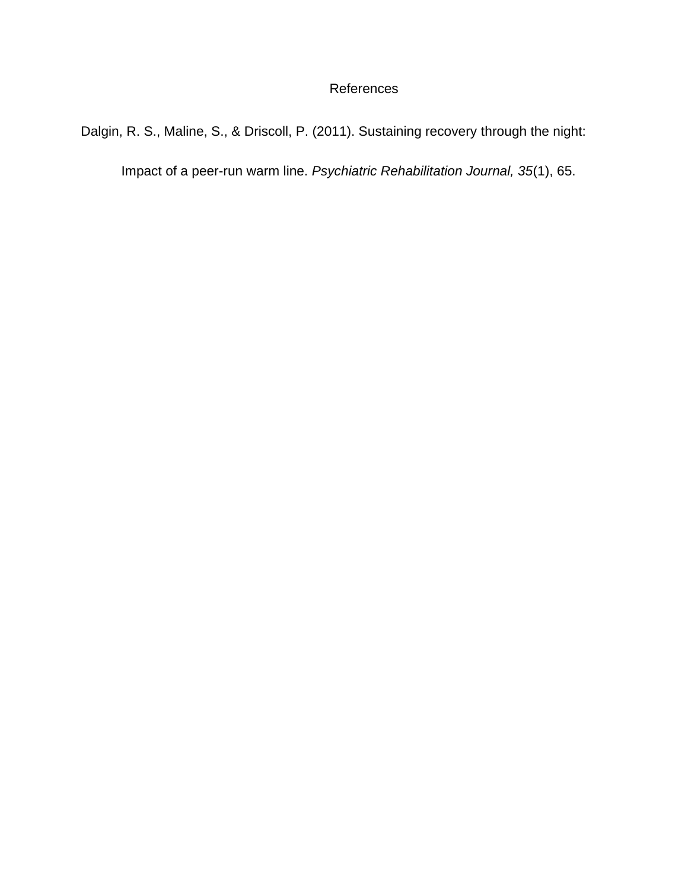# References

Dalgin, R. S., Maline, S., & Driscoll, P. (2011). Sustaining recovery through the night: Impact of a peer-run warm line. *Psychiatric Rehabilitation Journal, 35*(1), 65.